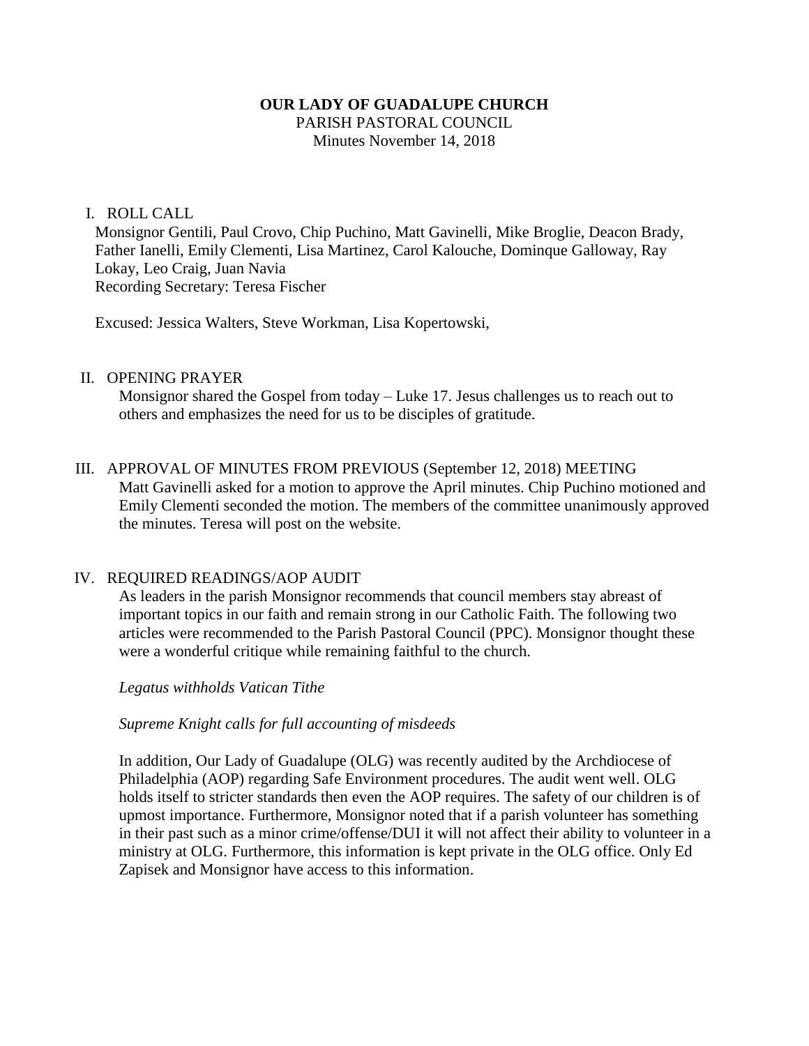**OUR LADY OF GUADALUPE CHURCH**

PARISH PASTORAL COUNCIL

Minutes November 14, 2018

I. ROLL CALL

Monsignor Gentili, Paul Crovo, Chip Puchino, Matt Gavinelli, Mike Broglie, Deacon Brady, Father Ianelli, Emily Clementi, Lisa Martinez, Carol Kalouche, Dominque Galloway, Ray Lokay, Leo Craig, Juan Navia

Recording Secretary: Teresa Fischer

Excused: Jessica Walters, Steve Workman, Lisa Kopertowski,

II. OPENING PRAYER

Monsignor shared the Gospel from today – Luke 17. Jesus challenges us to reach out to others and emphasizes the need for us to be disciples of gratitude.

III. APPROVAL OF MINUTES FROM PREVIOUS (September 12, 2018) MEETING

Matt Gavinelli asked for a motion to approve the April minutes. Chip Puchino motioned and Emily Clementi seconded the motion. The members of the committee unanimously approved the minutes. Teresa will post on the website.

IV. REQUIRED READINGS/AOP AUDIT

As leaders in the parish Monsignor recommends that council members stay abreast of important topics in our faith and remain strong in our Catholic Faith. The following two articles were recommended to the Parish Pastoral Council (PPC). Monsignor thought these were a wonderful critique while remaining faithful to the church.

*Legatus withholds Vatican Tithe*

*Supreme Knight calls for full accounting of misdeeds*

In addition, Our Lady of Guadalupe (OLG) was recently audited by the Archdiocese of Philadelphia (AOP) regarding Safe Environment procedures. The audit went well. OLG holds itself to stricter standards then even the AOP requires. The safety of our children is of upmost importance. Furthermore, Monsignor noted that if a parish volunteer has something in their past such as a minor crime/offense/DUI it will not affect their ability to volunteer in a ministry at OLG. Furthermore, this information is kept private in the OLG office. Only Ed Zapisek and Monsignor have access to this information.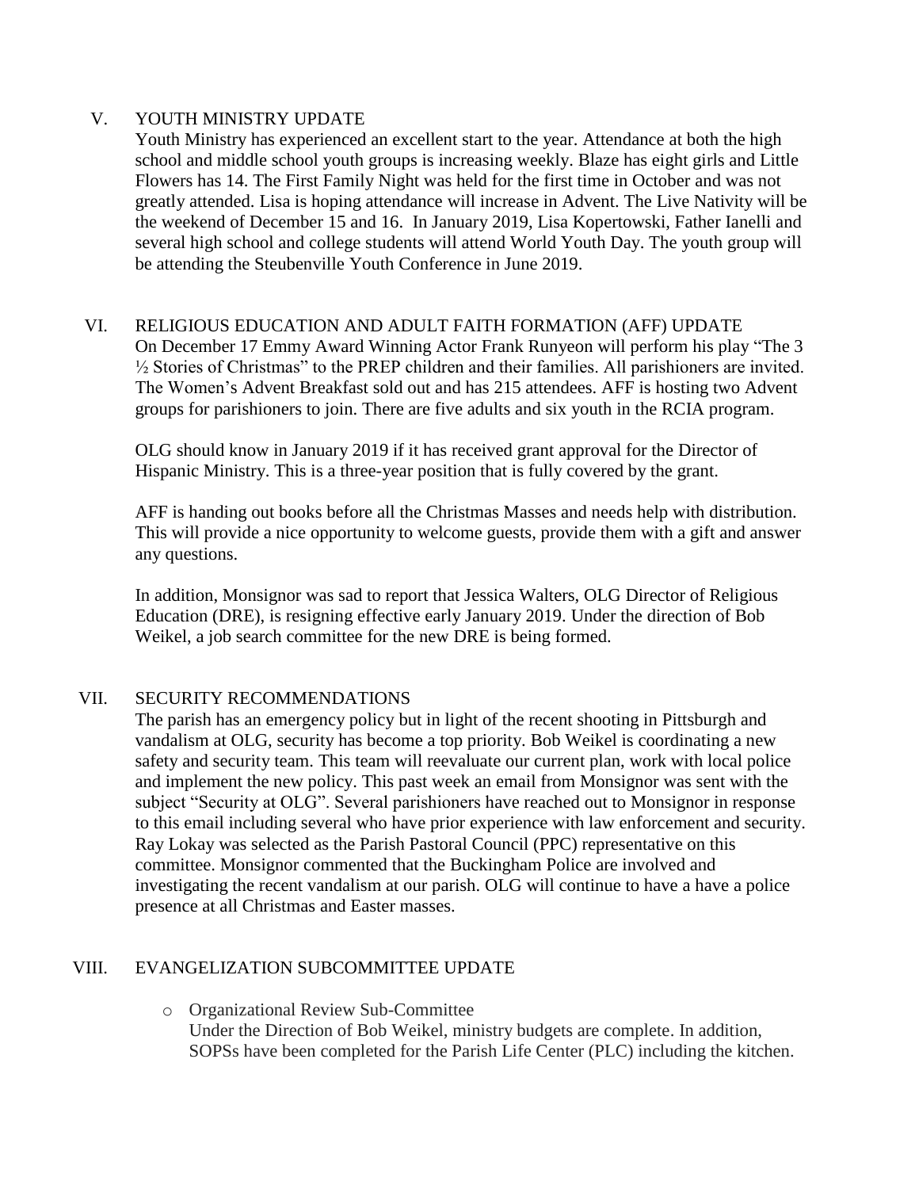## V. YOUTH MINISTRY UPDATE

Youth Ministry has experienced an excellent start to the year. Attendance at both the high school and middle school youth groups is increasing weekly. Blaze has eight girls and Little Flowers has 14. The First Family Night was held for the first time in October and was not greatly attended. Lisa is hoping attendance will increase in Advent. The Live Nativity will be the weekend of December 15 and 16. In January 2019, Lisa Kopertowski, Father Ianelli and several high school and college students will attend World Youth Day. The youth group will be attending the Steubenville Youth Conference in June 2019.

## VI. RELIGIOUS EDUCATION AND ADULT FAITH FORMATION (AFF) UPDATE

On December 17 Emmy Award Winning Actor Frank Runyeon will perform his play "The 3 ½ Stories of Christmas" to the PREP children and their families. All parishioners are invited. The Women's Advent Breakfast sold out and has 215 attendees. AFF is hosting two Advent groups for parishioners to join. There are five adults and six youth in the RCIA program.

OLG should know in January 2019 if it has received grant approval for the Director of Hispanic Ministry. This is a three-year position that is fully covered by the grant.

AFF is handing out books before all the Christmas Masses and needs help with distribution. This will provide a nice opportunity to welcome guests, provide them with a gift and answer any questions.

In addition, Monsignor was sad to report that Jessica Walters, OLG Director of Religious Education (DRE), is resigning effective early January 2019. Under the direction of Bob Weikel, a job search committee for the new DRE is being formed.

## VII. SECURITY RECOMMENDATIONS

The parish has an emergency policy but in light of the recent shooting in Pittsburgh and vandalism at OLG, security has become a top priority. Bob Weikel is coordinating a new safety and security team. This team will reevaluate our current plan, work with local police and implement the new policy. This past week an email from Monsignor was sent with the subject "Security at OLG". Several parishioners have reached out to Monsignor in response to this email including several who have prior experience with law enforcement and security. Ray Lokay was selected as the Parish Pastoral Council (PPC) representative on this committee. Monsignor commented that the Buckingham Police are involved and investigating the recent vandalism at our parish. OLG will continue to have a have a police presence at all Christmas and Easter masses.

## VIII. EVANGELIZATION SUBCOMMITTEE UPDATE

- Organizational Review Sub-Committee
  Under the Direction of Bob Weikel, ministry budgets are complete. In addition, SOPSs have been completed for the Parish Life Center (PLC) including the kitchen.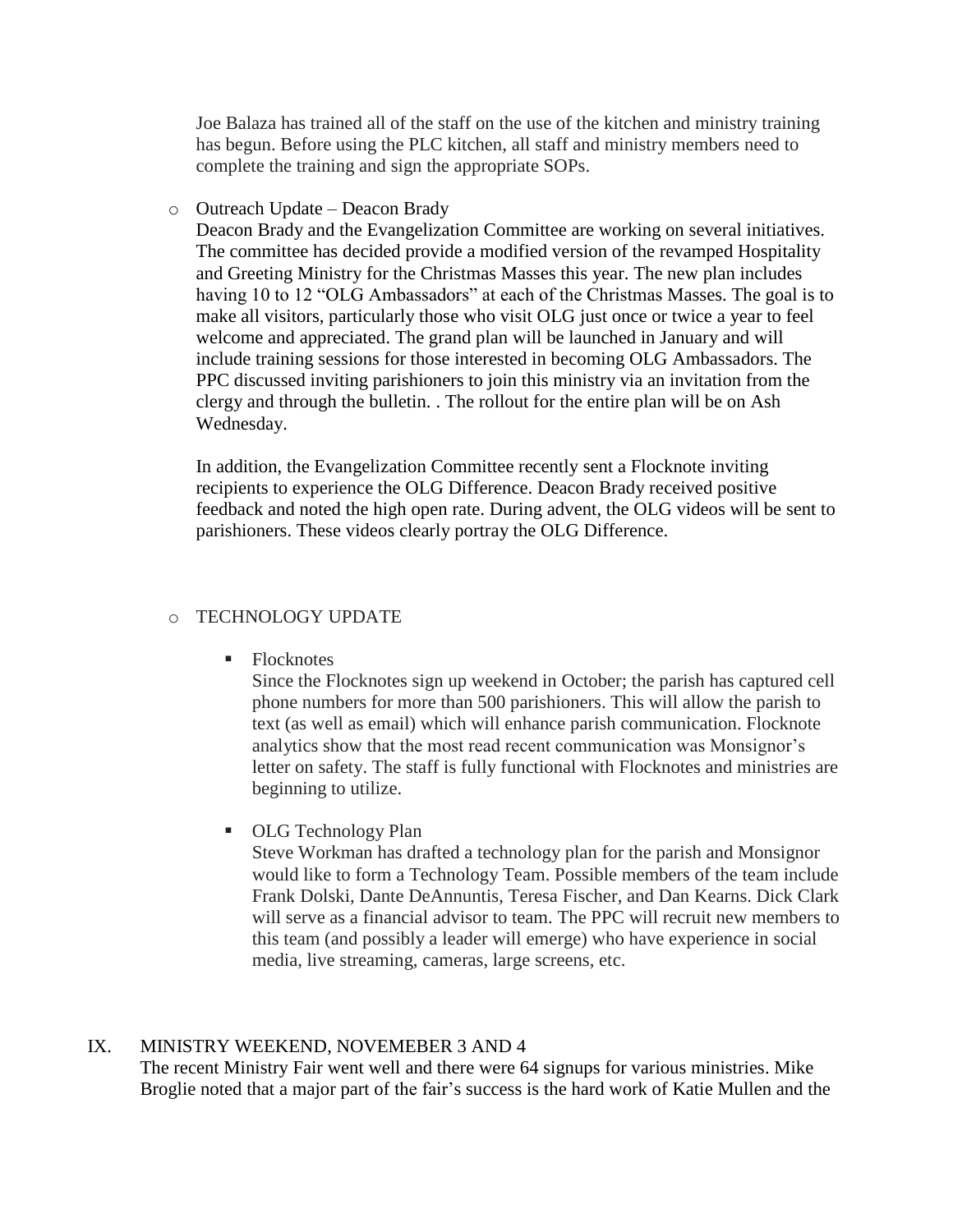Joe Balaza has trained all of the staff on the use of the kitchen and ministry training has begun. Before using the PLC kitchen, all staff and ministry members need to complete the training and sign the appropriate SOPs.

- Outreach Update – Deacon Brady

  Deacon Brady and the Evangelization Committee are working on several initiatives. The committee has decided provide a modified version of the revamped Hospitality and Greeting Ministry for the Christmas Masses this year. The new plan includes having 10 to 12 "OLG Ambassadors" at each of the Christmas Masses. The goal is to make all visitors, particularly those who visit OLG just once or twice a year to feel welcome and appreciated. The grand plan will be launched in January and will include training sessions for those interested in becoming OLG Ambassadors. The PPC discussed inviting parishioners to join this ministry via an invitation from the clergy and through the bulletin. . The rollout for the entire plan will be on Ash Wednesday.

  In addition, the Evangelization Committee recently sent a Flocknote inviting recipients to experience the OLG Difference. Deacon Brady received positive feedback and noted the high open rate. During advent, the OLG videos will be sent to parishioners. These videos clearly portray the OLG Difference.

- TECHNOLOGY UPDATE

  - Flocknotes

    Since the Flocknotes sign up weekend in October; the parish has captured cell phone numbers for more than 500 parishioners. This will allow the parish to text (as well as email) which will enhance parish communication. Flocknote analytics show that the most read recent communication was Monsignor's letter on safety. The staff is fully functional with Flocknotes and ministries are beginning to utilize.

  - OLG Technology Plan

    Steve Workman has drafted a technology plan for the parish and Monsignor would like to form a Technology Team. Possible members of the team include Frank Dolski, Dante DeAnnuntis, Teresa Fischer, and Dan Kearns. Dick Clark will serve as a financial advisor to team. The PPC will recruit new members to this team (and possibly a leader will emerge) who have experience in social media, live streaming, cameras, large screens, etc.

IX. MINISTRY WEEKEND, NOVEMEBER 3 AND 4

The recent Ministry Fair went well and there were 64 signups for various ministries. Mike Broglie noted that a major part of the fair's success is the hard work of Katie Mullen and the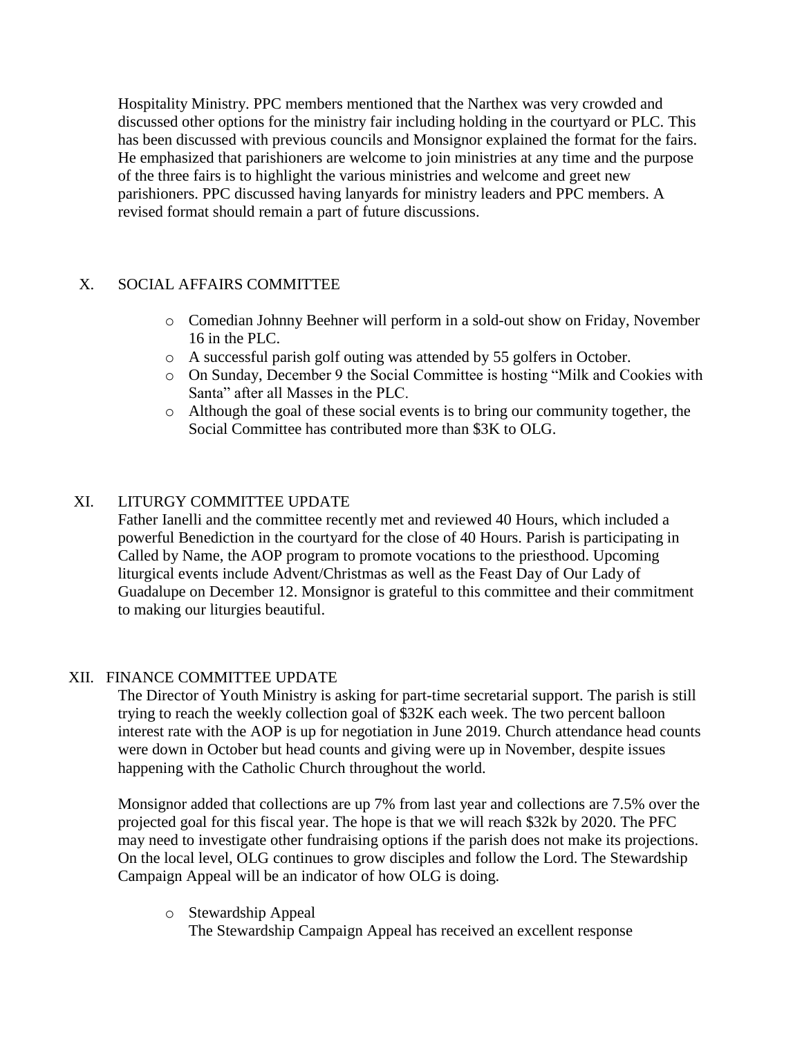Hospitality Ministry. PPC members mentioned that the Narthex was very crowded and discussed other options for the ministry fair including holding in the courtyard or PLC. This has been discussed with previous councils and Monsignor explained the format for the fairs. He emphasized that parishioners are welcome to join ministries at any time and the purpose of the three fairs is to highlight the various ministries and welcome and greet new parishioners. PPC discussed having lanyards for ministry leaders and PPC members. A revised format should remain a part of future discussions.

## X. SOCIAL AFFAIRS COMMITTEE

- Comedian Johnny Beehner will perform in a sold-out show on Friday, November 16 in the PLC.
- A successful parish golf outing was attended by 55 golfers in October.
- On Sunday, December 9 the Social Committee is hosting "Milk and Cookies with Santa" after all Masses in the PLC.
- Although the goal of these social events is to bring our community together, the Social Committee has contributed more than $3K to OLG.

## XI. LITURGY COMMITTEE UPDATE

Father Ianelli and the committee recently met and reviewed 40 Hours, which included a powerful Benediction in the courtyard for the close of 40 Hours. Parish is participating in Called by Name, the AOP program to promote vocations to the priesthood. Upcoming liturgical events include Advent/Christmas as well as the Feast Day of Our Lady of Guadalupe on December 12. Monsignor is grateful to this committee and their commitment to making our liturgies beautiful.

## XII. FINANCE COMMITTEE UPDATE

The Director of Youth Ministry is asking for part-time secretarial support. The parish is still trying to reach the weekly collection goal of $32K each week. The two percent balloon interest rate with the AOP is up for negotiation in June 2019. Church attendance head counts were down in October but head counts and giving were up in November, despite issues happening with the Catholic Church throughout the world.

Monsignor added that collections are up 7% from last year and collections are 7.5% over the projected goal for this fiscal year. The hope is that we will reach $32k by 2020. The PFC may need to investigate other fundraising options if the parish does not make its projections. On the local level, OLG continues to grow disciples and follow the Lord. The Stewardship Campaign Appeal will be an indicator of how OLG is doing.

- Stewardship Appeal
  The Stewardship Campaign Appeal has received an excellent response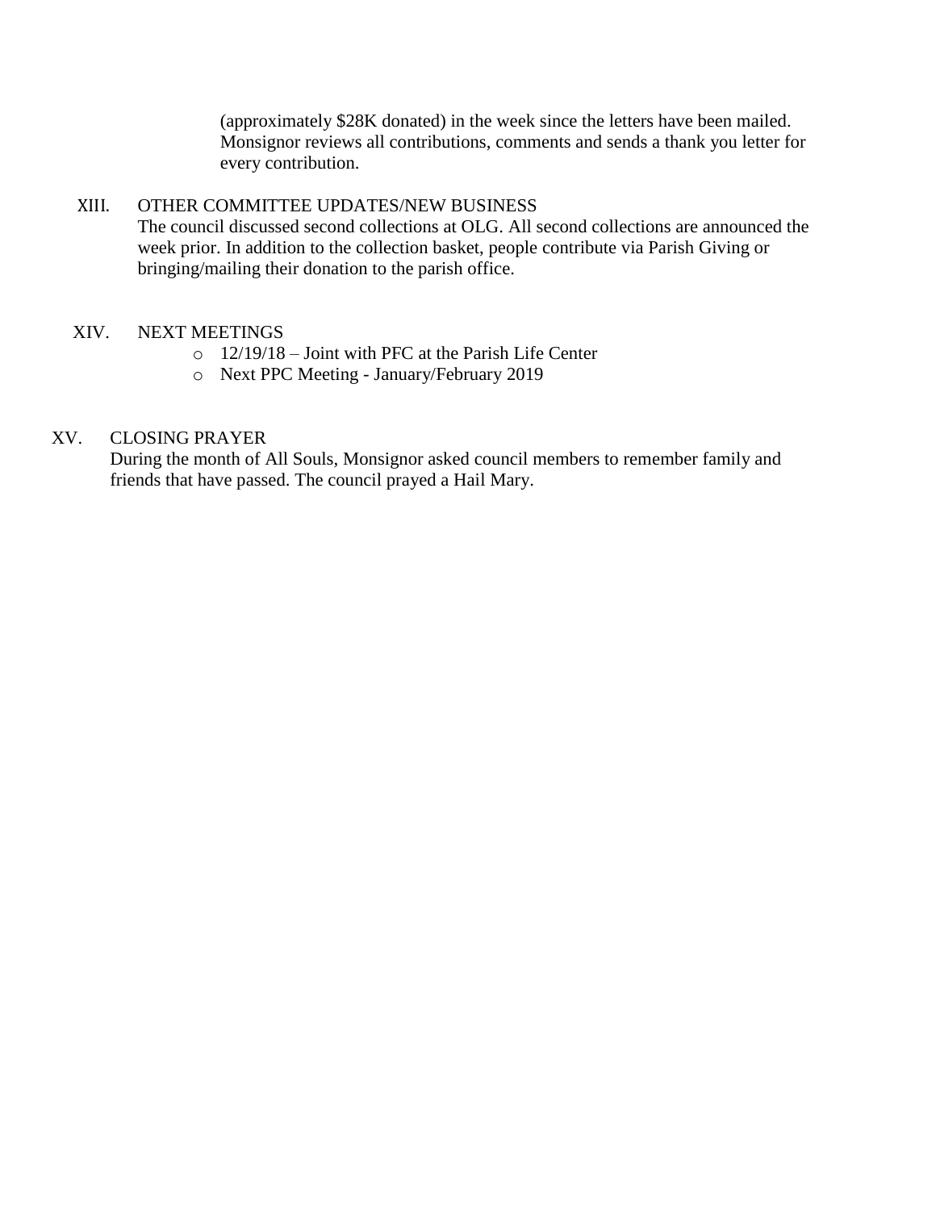(approximately $28K donated) in the week since the letters have been mailed. Monsignor reviews all contributions, comments and sends a thank you letter for every contribution.

XIII. OTHER COMMITTEE UPDATES/NEW BUSINESS

The council discussed second collections at OLG. All second collections are announced the week prior. In addition to the collection basket, people contribute via Parish Giving or bringing/mailing their donation to the parish office.

XIV. NEXT MEETINGS

- 12/19/18 – Joint with PFC at the Parish Life Center
- Next PPC Meeting - January/February 2019

XV. CLOSING PRAYER

During the month of All Souls, Monsignor asked council members to remember family and friends that have passed. The council prayed a Hail Mary.